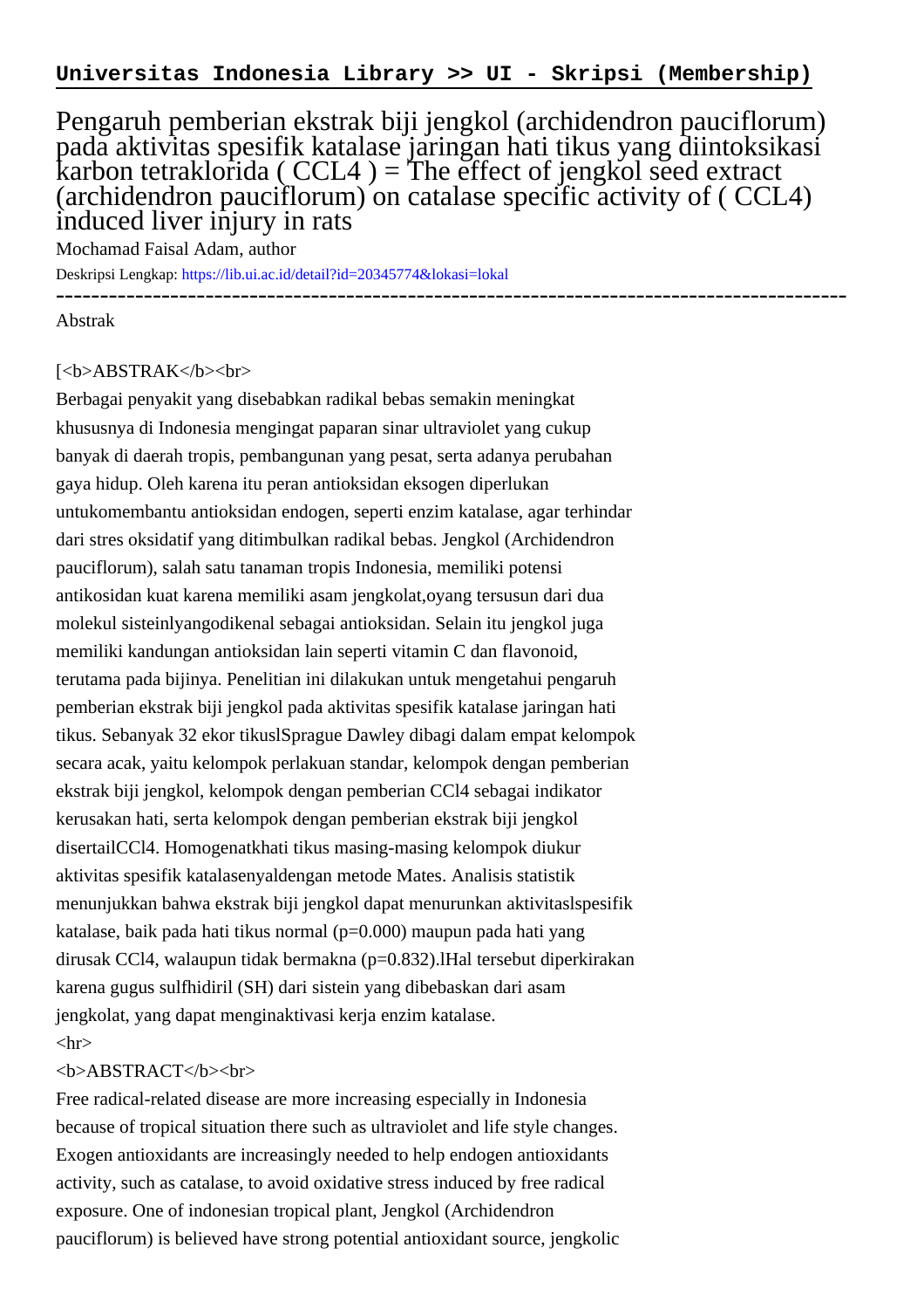**Universitas Indonesia Library >> UI - Skripsi (Membership)**

# Pengaruh pemberian ekstrak biji jengkol (archidendron pauciflorum) pada aktivitas spesifik katalase jaringan hati tikus yang diintoksikasi karbon tetraklorida ( CCL4 ) = The effect of jengkol seed extract (archidendron pauciflorum) on catalase specific activity of ( CCL4) induced liver injury in rats

Mochamad Faisal Adam, author

Deskripsi Lengkap: https://lib.ui.ac.id/detail?id=20345774&lokasi=lokal

------------------------------------------------------------------------------------------

Abstrak

[<b>ABSTRAK</b><br>

Berbagai penyakit yang disebabkan radikal bebas semakin meningkat khususnya di Indonesia mengingat paparan sinar ultraviolet yang cukup banyak di daerah tropis, pembangunan yang pesat, serta adanya perubahan gaya hidup. Oleh karena itu peran antioksidan eksogen diperlukan untukomembantu antioksidan endogen, seperti enzim katalase, agar terhindar dari stres oksidatif yang ditimbulkan radikal bebas. Jengkol (Archidendron pauciflorum), salah satu tanaman tropis Indonesia, memiliki potensi antikosidan kuat karena memiliki asam jengkolat,oyang tersusun dari dua molekul sisteinlyangodikenal sebagai antioksidan. Selain itu jengkol juga memiliki kandungan antioksidan lain seperti vitamin C dan flavonoid, terutama pada bijinya. Penelitian ini dilakukan untuk mengetahui pengaruh pemberian ekstrak biji jengkol pada aktivitas spesifik katalase jaringan hati tikus. Sebanyak 32 ekor tikuslSprague Dawley dibagi dalam empat kelompok secara acak, yaitu kelompok perlakuan standar, kelompok dengan pemberian ekstrak biji jengkol, kelompok dengan pemberian $CCl_4$ sebagai indikator kerusakan hati, serta kelompok dengan pemberian ekstrak biji jengkol disertailCCl4. Homogenatkhati tikus masing-masing kelompok diukur aktivitas spesifik katalasenyaldengan metode Mates. Analisis statistik menunjukkan bahwa ekstrak biji jengkol dapat menurunkan aktivitaslspesifik katalase, baik pada hati tikus normal ($p=0.000$) maupun pada hati yang dirusak $CCl_4$, walaupun tidak bermakna ($p=0.832$).lHal tersebut diperkirakan karena gugus sulfhidiril (SH) dari sistein yang dibebaskan dari asam jengkolat, yang dapat menginaktivasi kerja enzim katalase.

<hr>

<b>ABSTRACT</b><br>

Free radical-related disease are more increasing especially in Indonesia because of tropical situation there such as ultraviolet and life style changes. Exogen antioxidants are increasingly needed to help endogen antioxidants activity, such as catalase, to avoid oxidative stress induced by free radical exposure. One of indonesian tropical plant, Jengkol (Archidendron pauciflorum) is believed have strong potential antioxidant source, jengkolic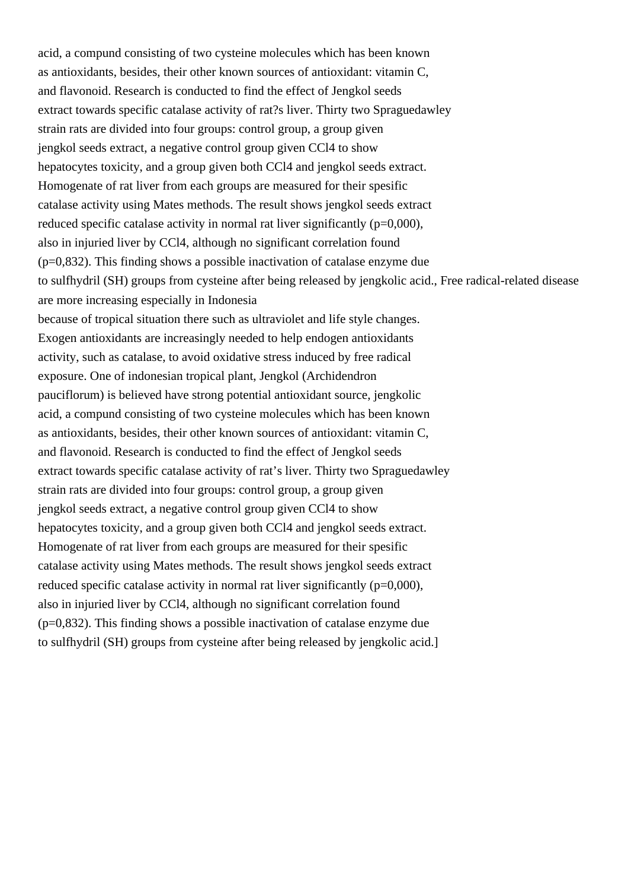acid, a compund consisting of two cysteine molecules which has been known as antioxidants, besides, their other known sources of antioxidant: vitamin C, and flavonoid. Research is conducted to find the effect of Jengkol seeds extract towards specific catalase activity of rat?s liver. Thirty two Spraguedawley strain rats are divided into four groups: control group, a group given jengkol seeds extract, a negative control group given $CCl_4$ to show hepatocytes toxicity, and a group given both $CCl_4$ and jengkol seeds extract. Homogenate of rat liver from each groups are measured for their spesific catalase activity using Mates methods. The result shows jengkol seeds extract reduced specific catalase activity in normal rat liver significantly ($p=0,000$), also in injuried liver by $CCl_4$, although no significant correlation found ($p=0,832$). This finding shows a possible inactivation of catalase enzyme due to sulfhydril (SH) groups from cysteine after being released by jengkolic acid., Free radical-related disease are more increasing especially in Indonesia because of tropical situation there such as ultraviolet and life style changes. Exogen antioxidants are increasingly needed to help endogen antioxidants activity, such as catalase, to avoid oxidative stress induced by free radical exposure. One of indonesian tropical plant, Jengkol (Archidendron pauciflorum) is believed have strong potential antioxidant source, jengkolic acid, a compund consisting of two cysteine molecules which has been known as antioxidants, besides, their other known sources of antioxidant: vitamin C, and flavonoid. Research is conducted to find the effect of Jengkol seeds extract towards specific catalase activity of rat's liver. Thirty two Spraguedawley strain rats are divided into four groups: control group, a group given jengkol seeds extract, a negative control group given $CCl_4$ to show hepatocytes toxicity, and a group given both $CCl_4$ and jengkol seeds extract. Homogenate of rat liver from each groups are measured for their spesific catalase activity using Mates methods. The result shows jengkol seeds extract reduced specific catalase activity in normal rat liver significantly ($p=0,000$), also in injuried liver by $CCl_4$, although no significant correlation found ($p=0,832$). This finding shows a possible inactivation of catalase enzyme due to sulfhydril (SH) groups from cysteine after being released by jengkolic acid.]